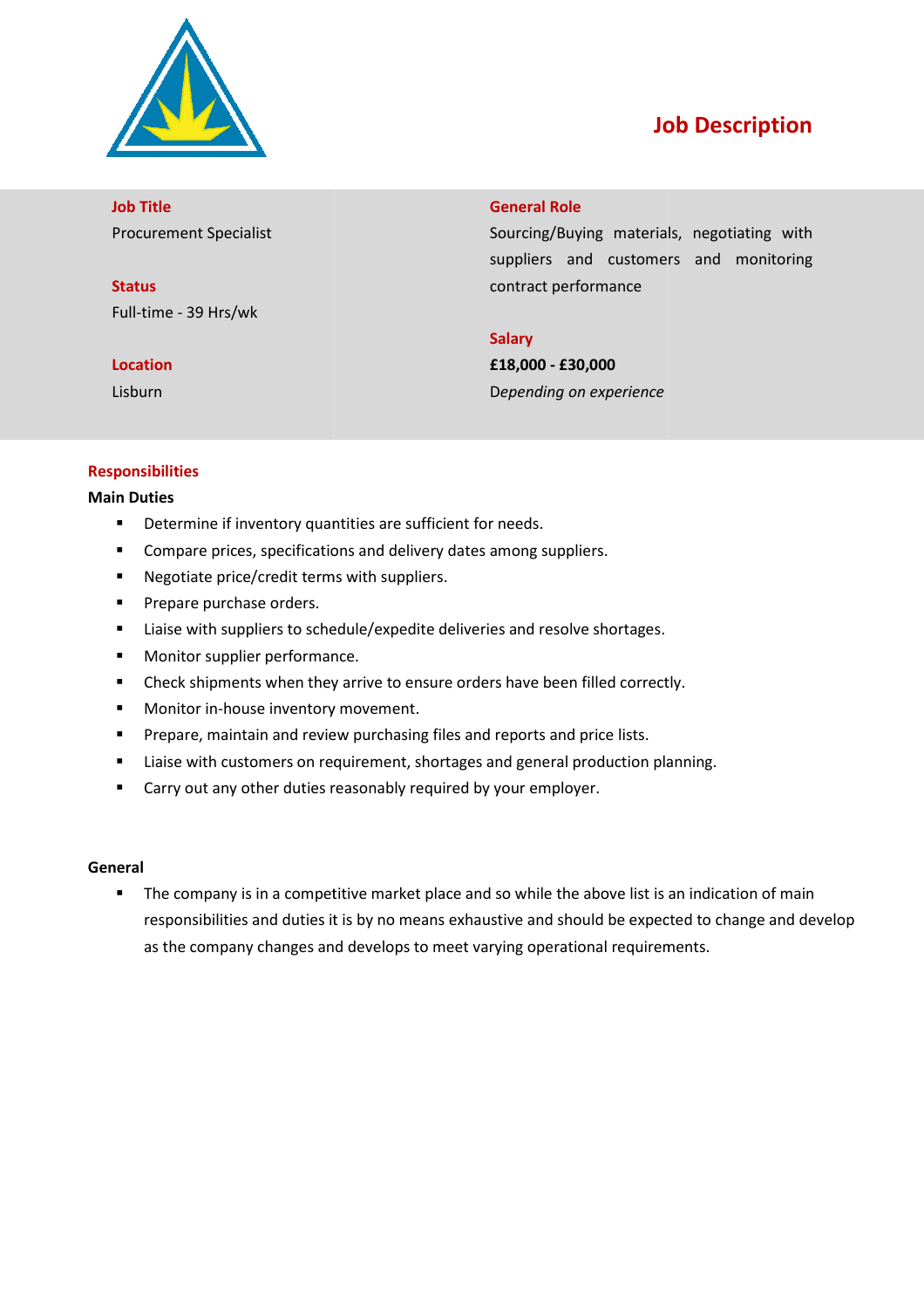# Job Description

**Job Title**
Procurement Specialist

**Status**
Full-time - 39 Hrs/wk

**Location**
Lisburn

**General Role**
Sourcing/Buying materials, negotiating with suppliers and customers and monitoring contract performance

**Salary**
**£18,000 - £30,000**
*Depending on experience*

## Responsibilities

### Main Duties

- Determine if inventory quantities are sufficient for needs.
- Compare prices, specifications and delivery dates among suppliers.
- Negotiate price/credit terms with suppliers.
- Prepare purchase orders.
- Liaise with suppliers to schedule/expedite deliveries and resolve shortages.
- Monitor supplier performance.
- Check shipments when they arrive to ensure orders have been filled correctly.
- Monitor in-house inventory movement.
- Prepare, maintain and review purchasing files and reports and price lists.
- Liaise with customers on requirement, shortages and general production planning.
- Carry out any other duties reasonably required by your employer.

### General

- The company is in a competitive market place and so while the above list is an indication of main responsibilities and duties it is by no means exhaustive and should be expected to change and develop as the company changes and develops to meet varying operational requirements.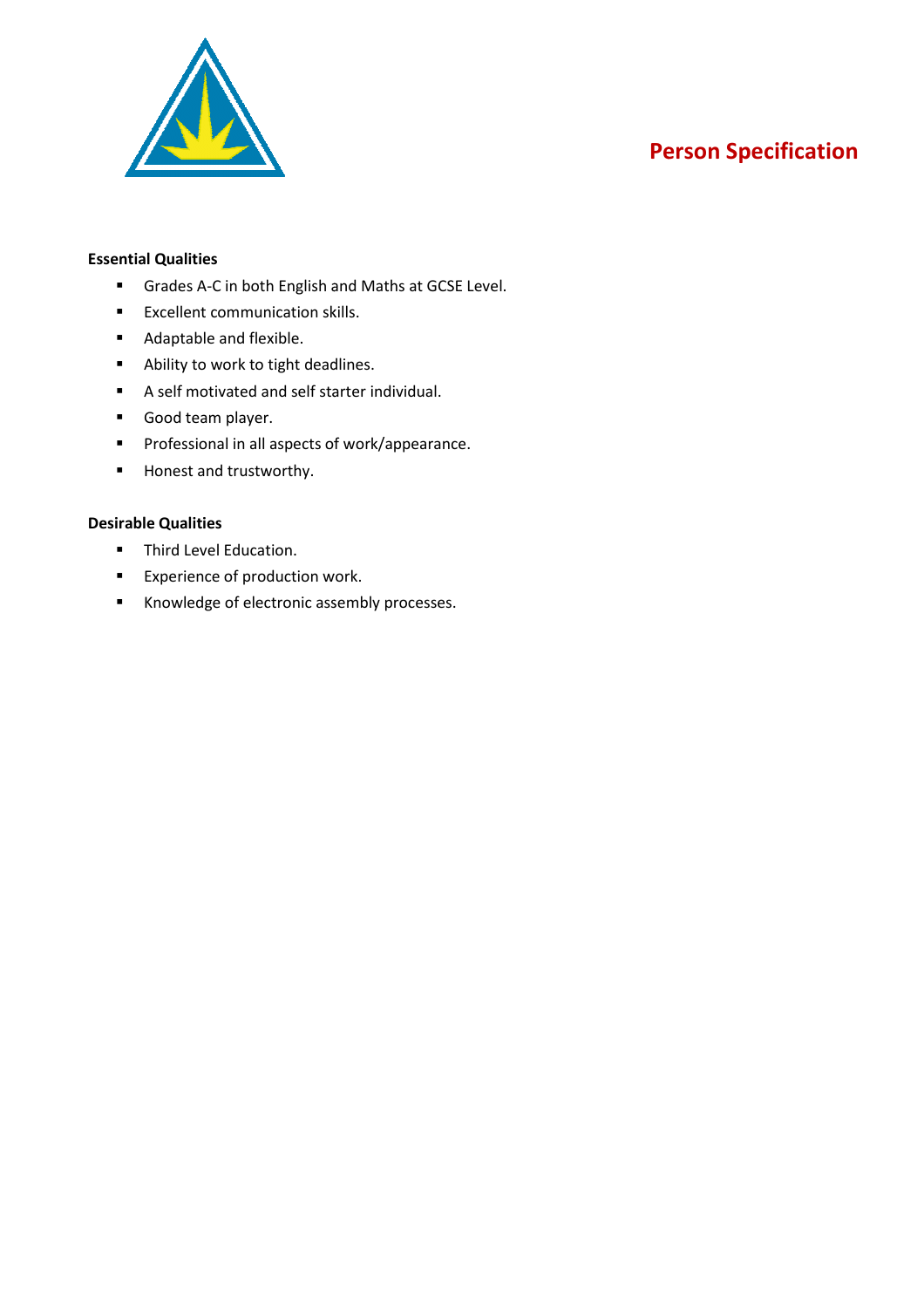# Person Specification

**Essential Qualities**

- Grades A-C in both English and Maths at GCSE Level.
- Excellent communication skills.
- Adaptable and flexible.
- Ability to work to tight deadlines.
- A self motivated and self starter individual.
- Good team player.
- Professional in all aspects of work/appearance.
- Honest and trustworthy.

**Desirable Qualities**

- Third Level Education.
- Experience of production work.
- Knowledge of electronic assembly processes.